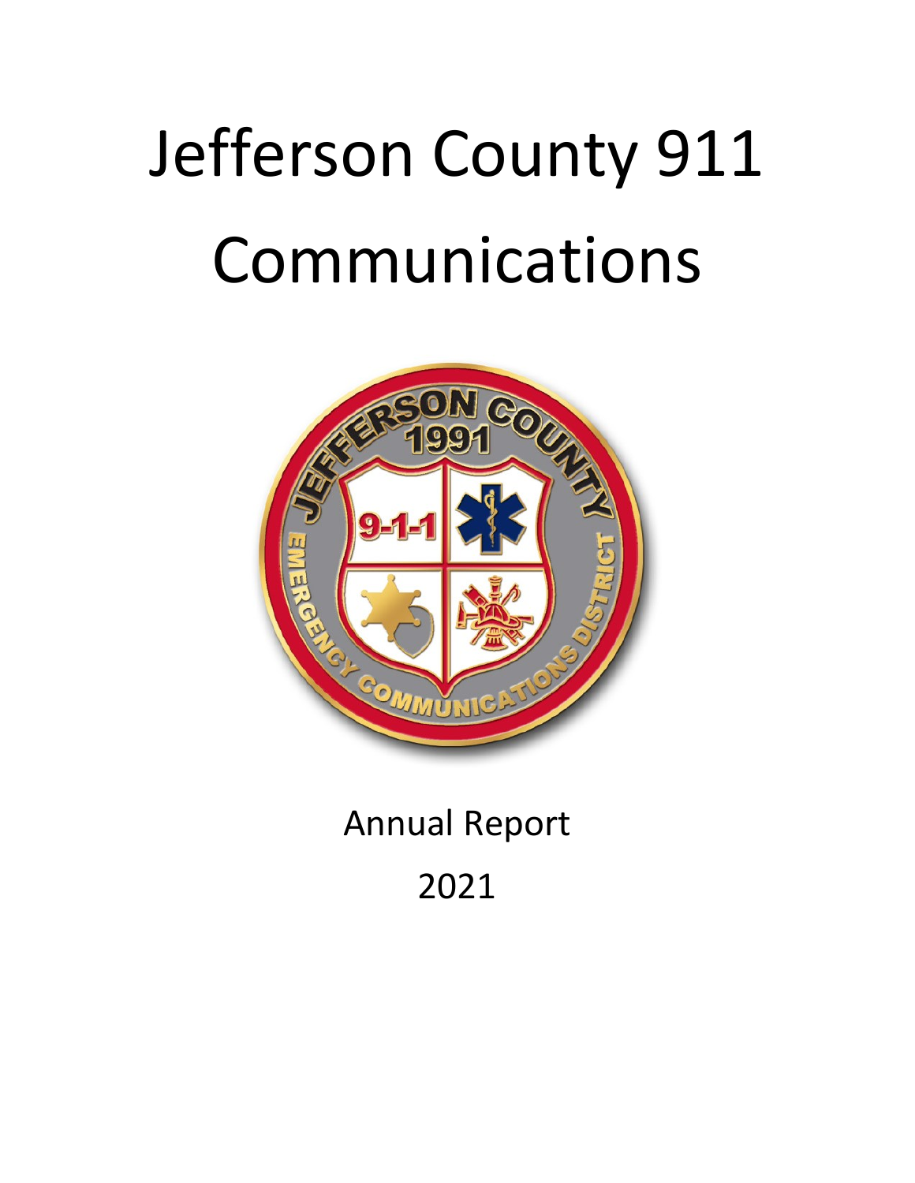# Jefferson County 911 Communications

Annual Report

2021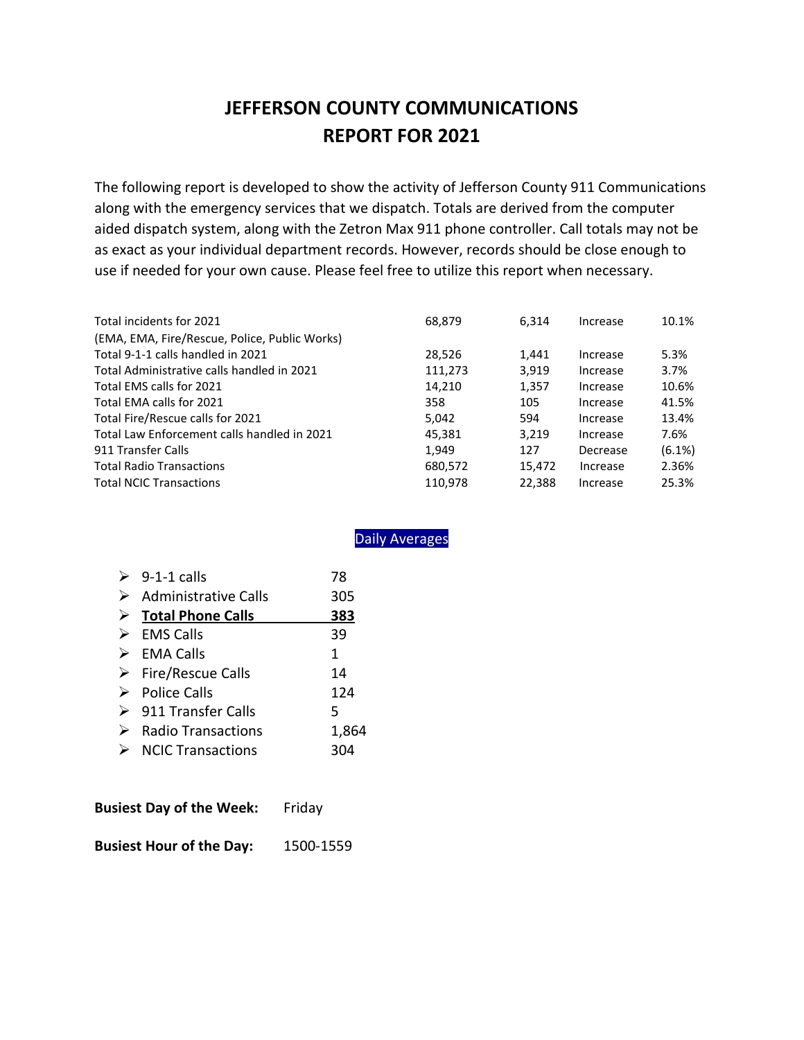# JEFFERSON COUNTY COMMUNICATIONS
# REPORT FOR 2021

The following report is developed to show the activity of Jefferson County 911 Communications along with the emergency services that we dispatch. Totals are derived from the computer aided dispatch system, along with the Zetron Max 911 phone controller. Call totals may not be as exact as your individual department records. However, records should be close enough to use if needed for your own cause. Please feel free to utilize this report when necessary.

| | | | | |
|---|---|---|---|---|
| Total incidents for 2021<br>(EMA, EMA, Fire/Rescue, Police, Public Works) | 68,879 | 6,314 | Increase | 10.1% |
| Total 9-1-1 calls handled in 2021 | 28,526 | 1,441 | Increase | 5.3% |
| Total Administrative calls handled in 2021 | 111,273 | 3,919 | Increase | 3.7% |
| Total EMS calls for 2021 | 14,210 | 1,357 | Increase | 10.6% |
| Total EMA calls for 2021 | 358 | 105 | Increase | 41.5% |
| Total Fire/Rescue calls for 2021 | 5,042 | 594 | Increase | 13.4% |
| Total Law Enforcement calls handled in 2021 | 45,381 | 3,219 | Increase | 7.6% |
| 911 Transfer Calls | 1,949 | 127 | Decrease | (6.1%) |
| Total Radio Transactions | 680,572 | 15,472 | Increase | 2.36% |
| Total NCIC Transactions | 110,978 | 22,388 | Increase | 25.3% |

## Daily Averages

- 9-1-1 calls 78
- Administrative Calls 305
- **Total Phone Calls 383**
- EMS Calls 39
- EMA Calls 1
- Fire/Rescue Calls 14
- Police Calls 124
- 911 Transfer Calls 5
- Radio Transactions 1,864
- NCIC Transactions 304

**Busiest Day of the Week:** Friday

**Busiest Hour of the Day:** 1500-1559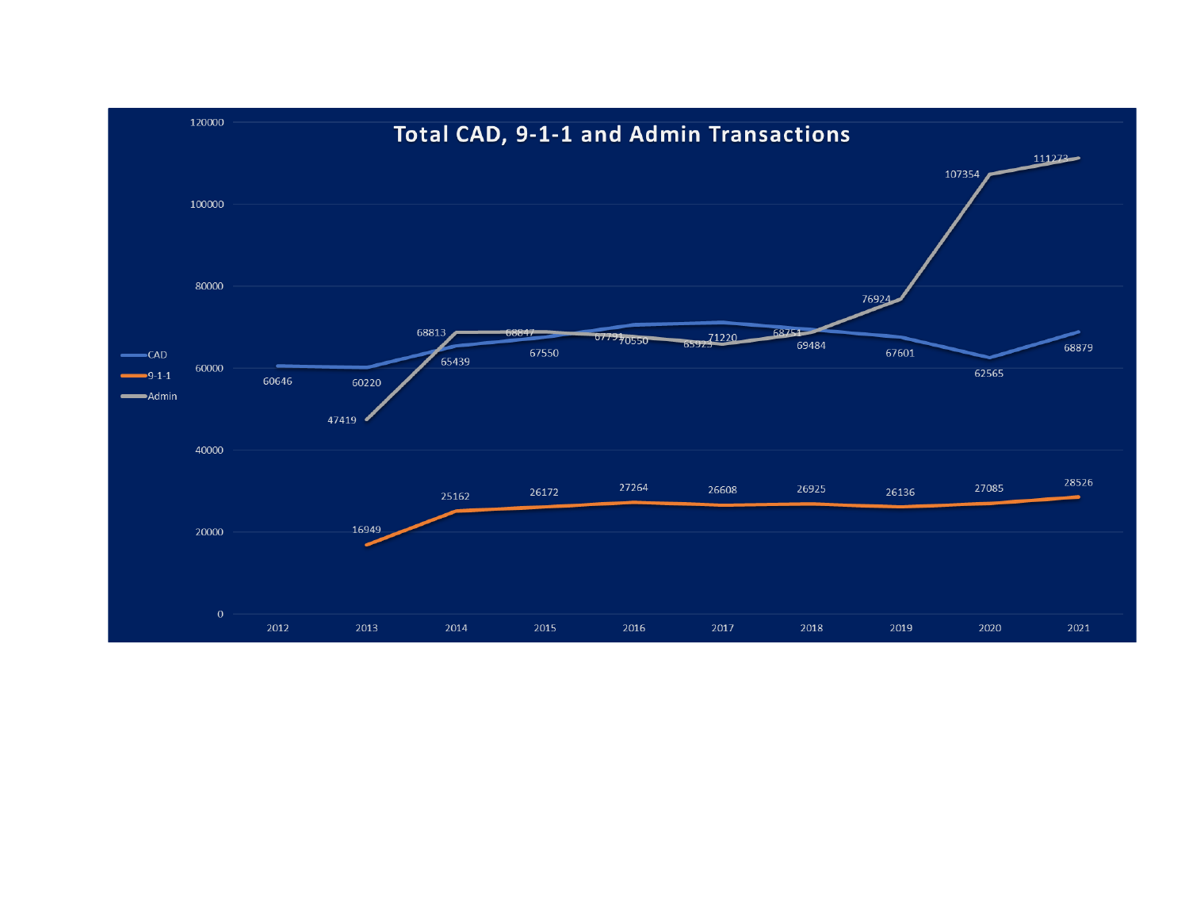Total CAD, 9-1-1 and Admin Transactions

120000
100000
80000
60000
40000
20000
0

2012 2013 2014 2015 2016 2017 2018 2019 2020 2021

CAD
9-1-1
Admin

60646
60220
47419
68813
65439
68847
67550
67791
70550
65923
71220
68751
69484
76924
67601
107354
62565
111273
68879

16949
25162
26172
27264
26608
26925
26136
27085
28526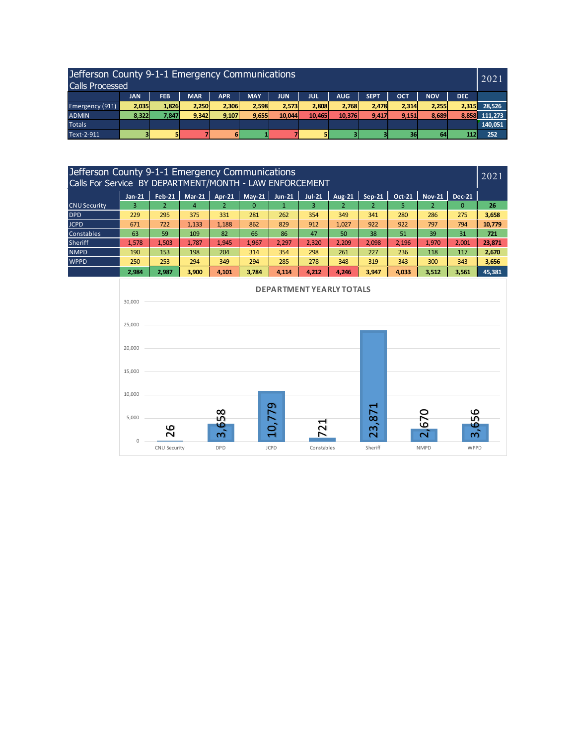## Jefferson County 9-1-1 Emergency Communications

### Calls Processed — 2021

| | JAN | FEB | MAR | APR | MAY | JUN | JUL | AUG | SEPT | OCT | NOV | DEC | |
|---|---|---|---|---|---|---|---|---|---|---|---|---|---|
| Emergency (911) | 2,035 | 1,826 | 2,250 | 2,306 | 2,598 | 2,573 | 2,808 | 2,768 | 2,478 | 2,314 | 2,255 | 2,315 | 28,526 |
| ADMIN | 8,322 | 7,847 | 9,342 | 9,107 | 9,655 | 10,044 | 10,465 | 10,376 | 9,417 | 9,151 | 8,689 | 8,858 | 111,273 |
| Totals | | | | | | | | | | | | | 140,051 |
| Text-2-911 | 3 | 5 | 7 | 6 | 1 | 7 | 5 | 3 | 3 | 36 | 64 | 112 | 252 |

## Jefferson County 9-1-1 Emergency Communications

### Calls For Service BY DEPARTMENT/MONTH - LAW ENFORCEMENT — 2021

| | Jan-21 | Feb-21 | Mar-21 | Apr-21 | May-21 | Jun-21 | Jul-21 | Aug-21 | Sep-21 | Oct-21 | Nov-21 | Dec-21 | |
|---|---|---|---|---|---|---|---|---|---|---|---|---|---|
| CNU Security | 3 | 2 | 4 | 2 | 0 | 1 | 3 | 2 | 2 | 5 | 2 | 0 | 26 |
| DPD | 229 | 295 | 375 | 331 | 281 | 262 | 354 | 349 | 341 | 280 | 286 | 275 | 3,658 |
| JCPD | 671 | 722 | 1,133 | 1,188 | 862 | 829 | 912 | 1,027 | 922 | 922 | 797 | 794 | 10,779 |
| Constables | 63 | 59 | 109 | 82 | 66 | 86 | 47 | 50 | 38 | 51 | 39 | 31 | 721 |
| Sheriff | 1,578 | 1,503 | 1,787 | 1,945 | 1,967 | 2,297 | 2,320 | 2,209 | 2,098 | 2,196 | 1,970 | 2,001 | 23,871 |
| NMPD | 190 | 153 | 198 | 204 | 314 | 354 | 298 | 261 | 227 | 236 | 118 | 117 | 2,670 |
| WPPD | 250 | 253 | 294 | 349 | 294 | 285 | 278 | 348 | 319 | 343 | 300 | 343 | 3,656 |
| | 2,984 | 2,987 | 3,900 | 4,101 | 3,784 | 4,114 | 4,212 | 4,246 | 3,947 | 4,033 | 3,512 | 3,561 | 45,381 |

DEPARTMENT YEARLY TOTALS

30,000
25,000
20,000
15,000
10,000
5,000
0

26
3,658
10,779
721
23,871
2,670
3,656

CNU Security
DPD
JCPD
Constables
Sheriff
NMPD
WPPD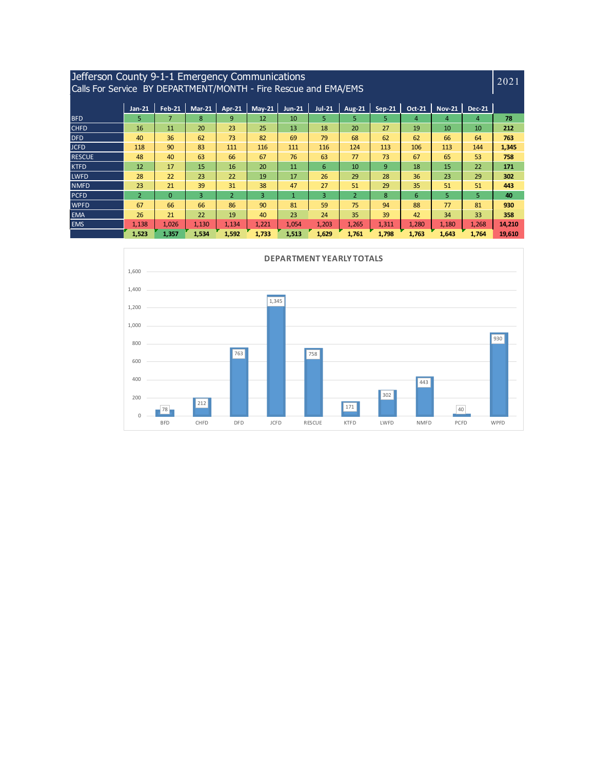# Jefferson County 9-1-1 Emergency Communications

## Calls For Service BY DEPARTMENT/MONTH - Fire Rescue and EMA/EMS

2021

| | Jan-21 | Feb-21 | Mar-21 | Apr-21 | May-21 | Jun-21 | Jul-21 | Aug-21 | Sep-21 | Oct-21 | Nov-21 | Dec-21 | |
|---|---|---|---|---|---|---|---|---|---|---|---|---|---|
| BFD | 5 | 7 | 8 | 9 | 12 | 10 | 5 | 5 | 5 | 4 | 4 | 4 | **78** |
| CHFD | 16 | 11 | 20 | 23 | 25 | 13 | 18 | 20 | 27 | 19 | 10 | 10 | **212** |
| DFD | 40 | 36 | 62 | 73 | 82 | 69 | 79 | 68 | 62 | 62 | 66 | 64 | **763** |
| JCFD | 118 | 90 | 83 | 111 | 116 | 111 | 116 | 124 | 113 | 106 | 113 | 144 | **1,345** |
| RESCUE | 48 | 40 | 63 | 66 | 67 | 76 | 63 | 77 | 73 | 67 | 65 | 53 | **758** |
| KTFD | 12 | 17 | 15 | 16 | 20 | 11 | 6 | 10 | 9 | 18 | 15 | 22 | **171** |
| LWFD | 28 | 22 | 23 | 22 | 19 | 17 | 26 | 29 | 28 | 36 | 23 | 29 | **302** |
| NMFD | 23 | 21 | 39 | 31 | 38 | 47 | 27 | 51 | 29 | 35 | 51 | 51 | **443** |
| PCFD | 2 | 0 | 3 | 2 | 3 | 1 | 3 | 2 | 8 | 6 | 5 | 5 | **40** |
| WPFD | 67 | 66 | 66 | 86 | 90 | 81 | 59 | 75 | 94 | 88 | 77 | 81 | **930** |
| EMA | 26 | 21 | 22 | 19 | 40 | 23 | 24 | 35 | 39 | 42 | 34 | 33 | **358** |
| EMS | 1,138 | 1,026 | 1,130 | 1,134 | 1,221 | 1,054 | 1,203 | 1,265 | 1,311 | 1,280 | 1,180 | 1,268 | **14,210** |
| | **1,523** | **1,357** | **1,534** | **1,592** | **1,733** | **1,513** | **1,629** | **1,761** | **1,798** | **1,763** | **1,643** | **1,764** | **19,610** |

DEPARTMENT YEARLY TOTALS

1,600
1,400
1,200
1,000
800
600
400
200
0

78
212
763
1,345
758
171
302
443
40
930

BFD CHFD DFD JCFD RESCUE KTFD LWFD NMFD PCFD WPFD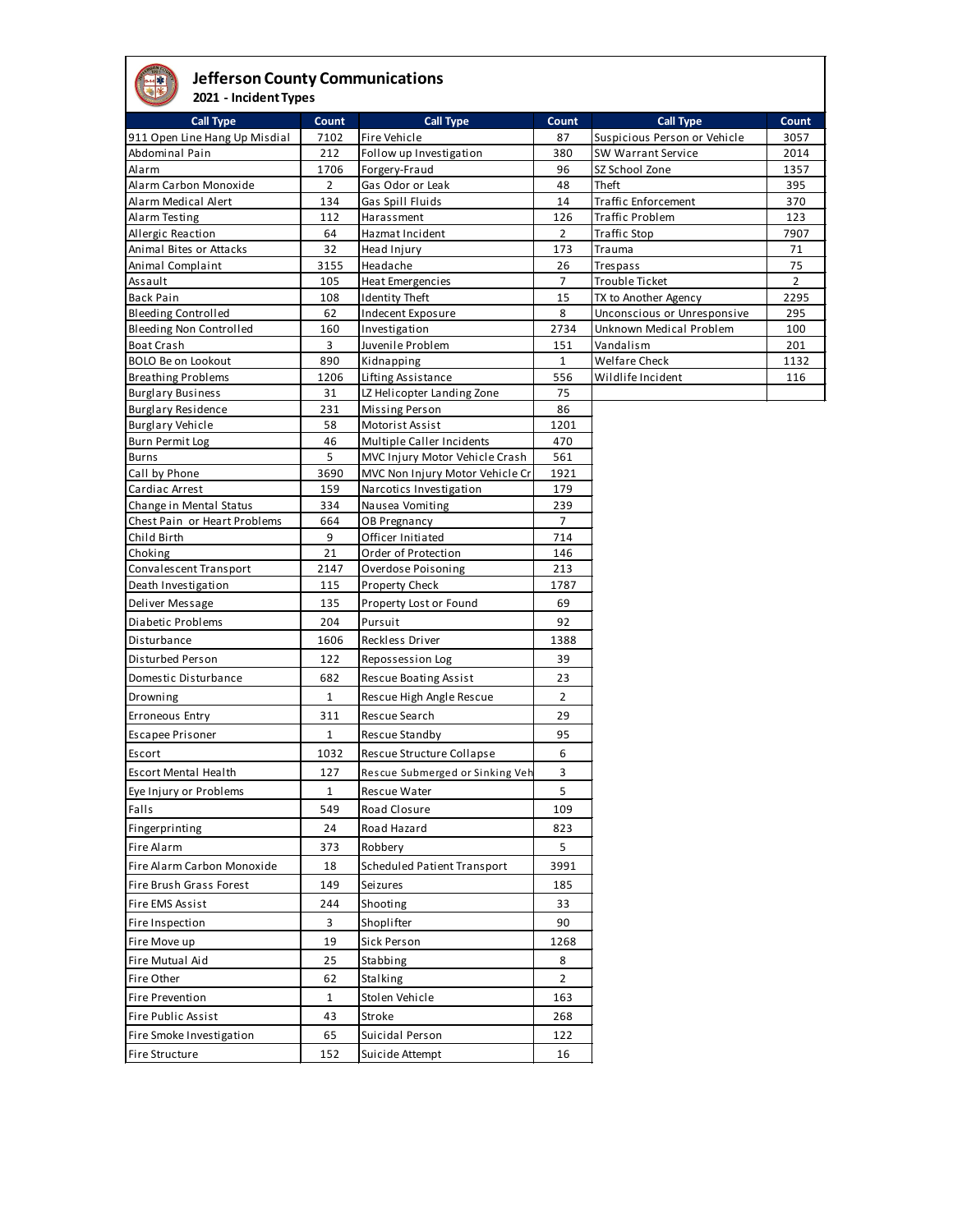# Jefferson County Communications

## 2021 - Incident Types

| Call Type | Count | Call Type | Count | Call Type | Count |
|---|---|---|---|---|---|
| 911 Open Line Hang Up Misdial | 7102 | Fire Vehicle | 87 | Suspicious Person or Vehicle | 3057 |
| Abdominal Pain | 212 | Follow up Investigation | 380 | SW Warrant Service | 2014 |
| Alarm | 1706 | Forgery-Fraud | 96 | SZ School Zone | 1357 |
| Alarm Carbon Monoxide | 2 | Gas Odor or Leak | 48 | Theft | 395 |
| Alarm Medical Alert | 134 | Gas Spill Fluids | 14 | Traffic Enforcement | 370 |
| Alarm Testing | 112 | Harassment | 126 | Traffic Problem | 123 |
| Allergic Reaction | 64 | Hazmat Incident | 2 | Traffic Stop | 7907 |
| Animal Bites or Attacks | 32 | Head Injury | 173 | Trauma | 71 |
| Animal Complaint | 3155 | Headache | 26 | Trespass | 75 |
| Assault | 105 | Heat Emergencies | 7 | Trouble Ticket | 2 |
| Back Pain | 108 | Identity Theft | 15 | TX to Another Agency | 2295 |
| Bleeding Controlled | 62 | Indecent Exposure | 8 | Unconscious or Unresponsive | 295 |
| Bleeding Non Controlled | 160 | Investigation | 2734 | Unknown Medical Problem | 100 |
| Boat Crash | 3 | Juvenile Problem | 151 | Vandalism | 201 |
| BOLO Be on Lookout | 890 | Kidnapping | 1 | Welfare Check | 1132 |
| Breathing Problems | 1206 | Lifting Assistance | 556 | Wildlife Incident | 116 |
| Burglary Business | 31 | LZ Helicopter Landing Zone | 75 | | |
| Burglary Residence | 231 | Missing Person | 86 | | |
| Burglary Vehicle | 58 | Motorist Assist | 1201 | | |
| Burn Permit Log | 46 | Multiple Caller Incidents | 470 | | |
| Burns | 5 | MVC Injury Motor Vehicle Crash | 561 | | |
| Call by Phone | 3690 | MVC Non Injury Motor Vehicle Cr | 1921 | | |
| Cardiac Arrest | 159 | Narcotics Investigation | 179 | | |
| Change in Mental Status | 334 | Nausea Vomiting | 239 | | |
| Chest Pain or Heart Problems | 664 | OB Pregnancy | 7 | | |
| Child Birth | 9 | Officer Initiated | 714 | | |
| Choking | 21 | Order of Protection | 146 | | |
| Convalescent Transport | 2147 | Overdose Poisoning | 213 | | |
| Death Investigation | 115 | Property Check | 1787 | | |
| Deliver Message | 135 | Property Lost or Found | 69 | | |
| Diabetic Problems | 204 | Pursuit | 92 | | |
| Disturbance | 1606 | Reckless Driver | 1388 | | |
| Disturbed Person | 122 | Repossession Log | 39 | | |
| Domestic Disturbance | 682 | Rescue Boating Assist | 23 | | |
| Drowning | 1 | Rescue High Angle Rescue | 2 | | |
| Erroneous Entry | 311 | Rescue Search | 29 | | |
| Escapee Prisoner | 1 | Rescue Standby | 95 | | |
| Escort | 1032 | Rescue Structure Collapse | 6 | | |
| Escort Mental Health | 127 | Rescue Submerged or Sinking Veh | 3 | | |
| Eye Injury or Problems | 1 | Rescue Water | 5 | | |
| Falls | 549 | Road Closure | 109 | | |
| Fingerprinting | 24 | Road Hazard | 823 | | |
| Fire Alarm | 373 | Robbery | 5 | | |
| Fire Alarm Carbon Monoxide | 18 | Scheduled Patient Transport | 3991 | | |
| Fire Brush Grass Forest | 149 | Seizures | 185 | | |
| Fire EMS Assist | 244 | Shooting | 33 | | |
| Fire Inspection | 3 | Shoplifter | 90 | | |
| Fire Move up | 19 | Sick Person | 1268 | | |
| Fire Mutual Aid | 25 | Stabbing | 8 | | |
| Fire Other | 62 | Stalking | 2 | | |
| Fire Prevention | 1 | Stolen Vehicle | 163 | | |
| Fire Public Assist | 43 | Stroke | 268 | | |
| Fire Smoke Investigation | 65 | Suicidal Person | 122 | | |
| Fire Structure | 152 | Suicide Attempt | 16 | | |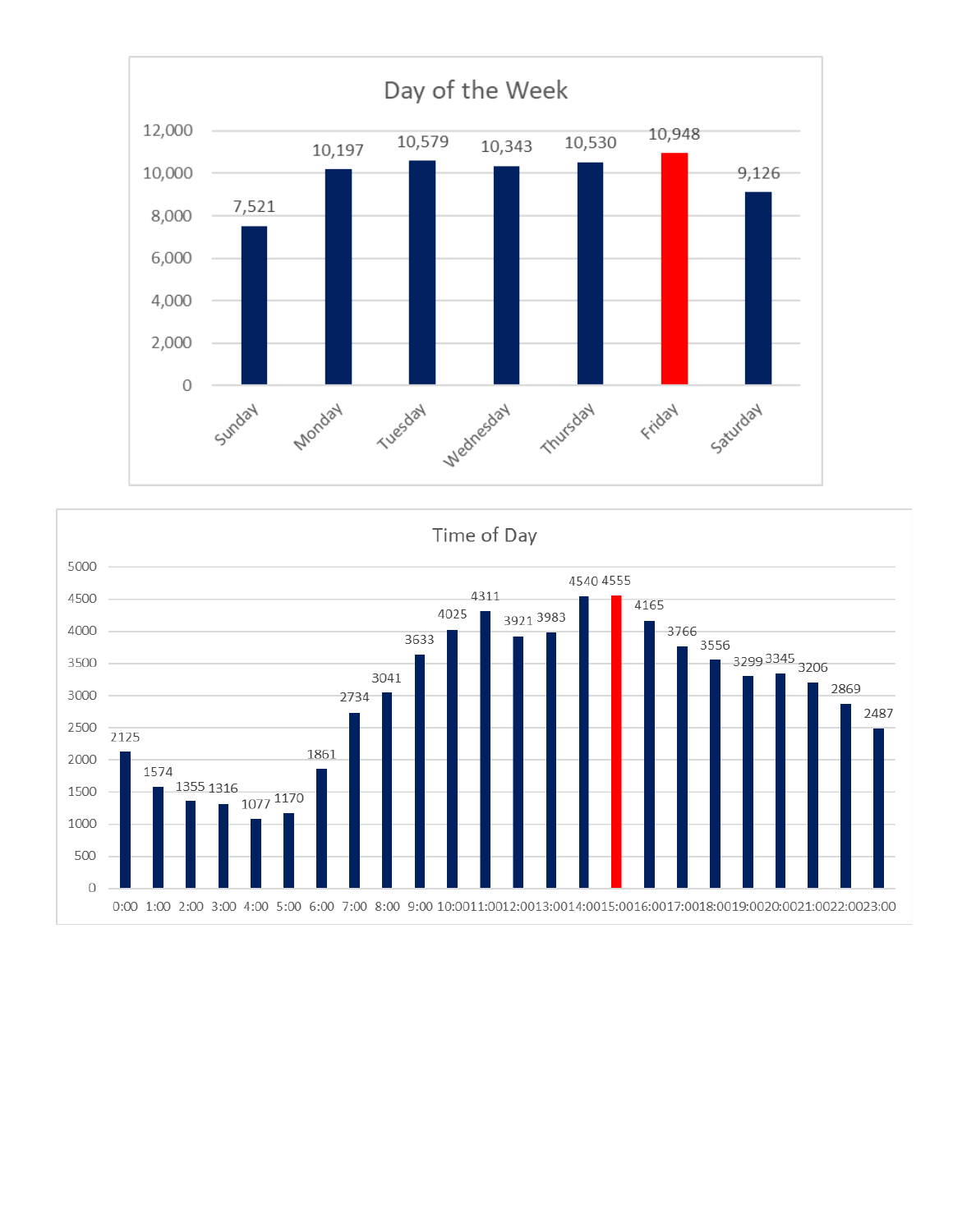Day of the Week

12,000
10,000
8,000
6,000
4,000
2,000
0

7,521
10,197
10,579
10,343
10,530
10,948
9,126

Sunday
Monday
Tuesday
Wednesday
Thursday
Friday
Saturday

Time of Day

5000
4500
4000
3500
3000
2500
2000
1500
1000
500
0

2125
1574
1355
1316
1077
1170
1861
2734
3041
3633
4025
4311
3921
3983
4540
4555
4165
3766
3556
3299
3345
3206
2869
2487

0:00
1:00
2:00
3:00
4:00
5:00
6:00
7:00
8:00
9:00
10:00
11:00
12:00
13:00
14:00
15:00
16:00
17:00
18:00
19:00
20:00
21:00
22:00
23:00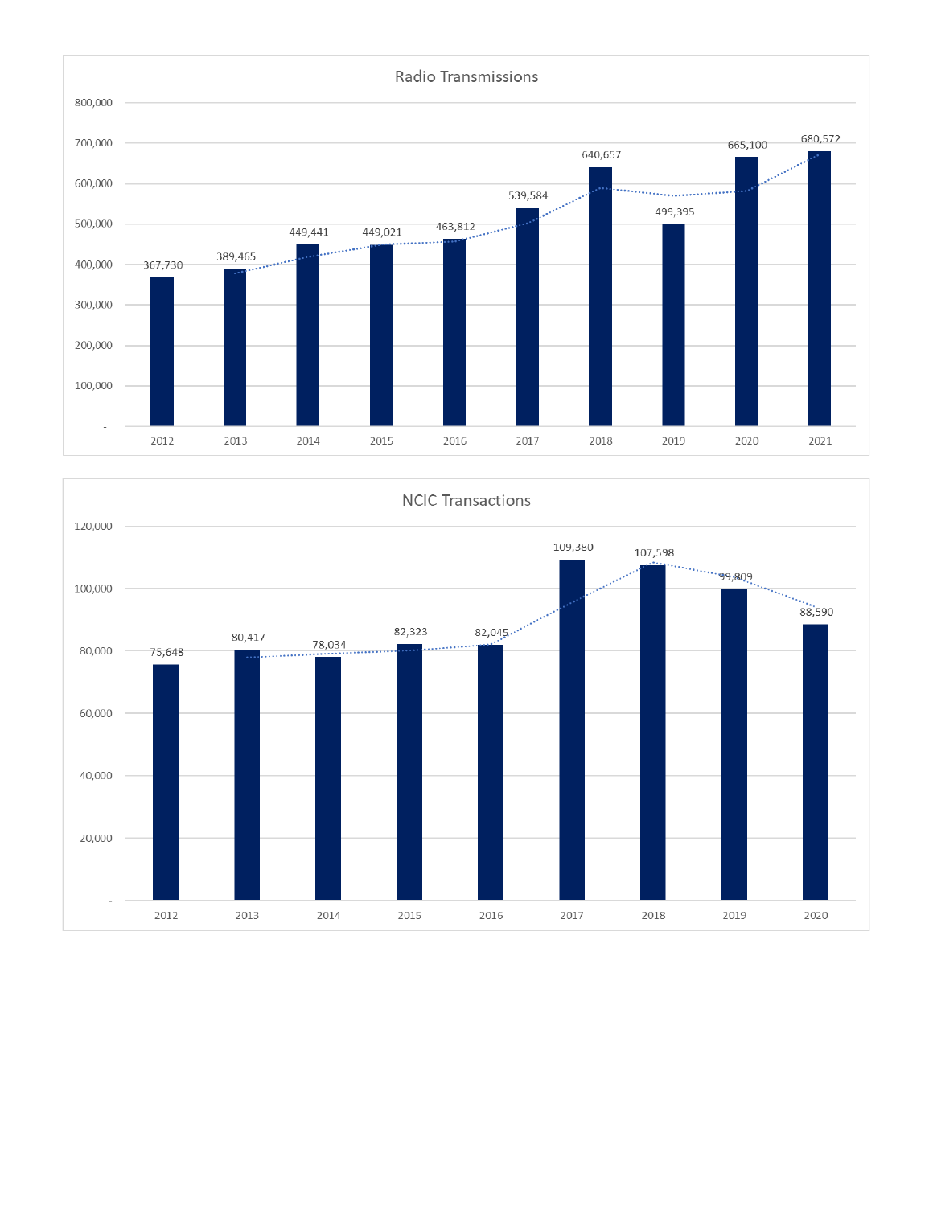Radio Transmissions

800,000
700,000
600,000
500,000
400,000
300,000
200,000
100,000
-

367,730
389,465
449,441
449,021
463,812
539,584
640,657
499,395
665,100
680,572

2012
2013
2014
2015
2016
2017
2018
2019
2020
2021

NCIC Transactions

120,000
100,000
80,000
60,000
40,000
20,000
-

75,648
80,417
78,034
82,323
82,045
109,380
107,598
99,809
88,590

2012
2013
2014
2015
2016
2017
2018
2019
2020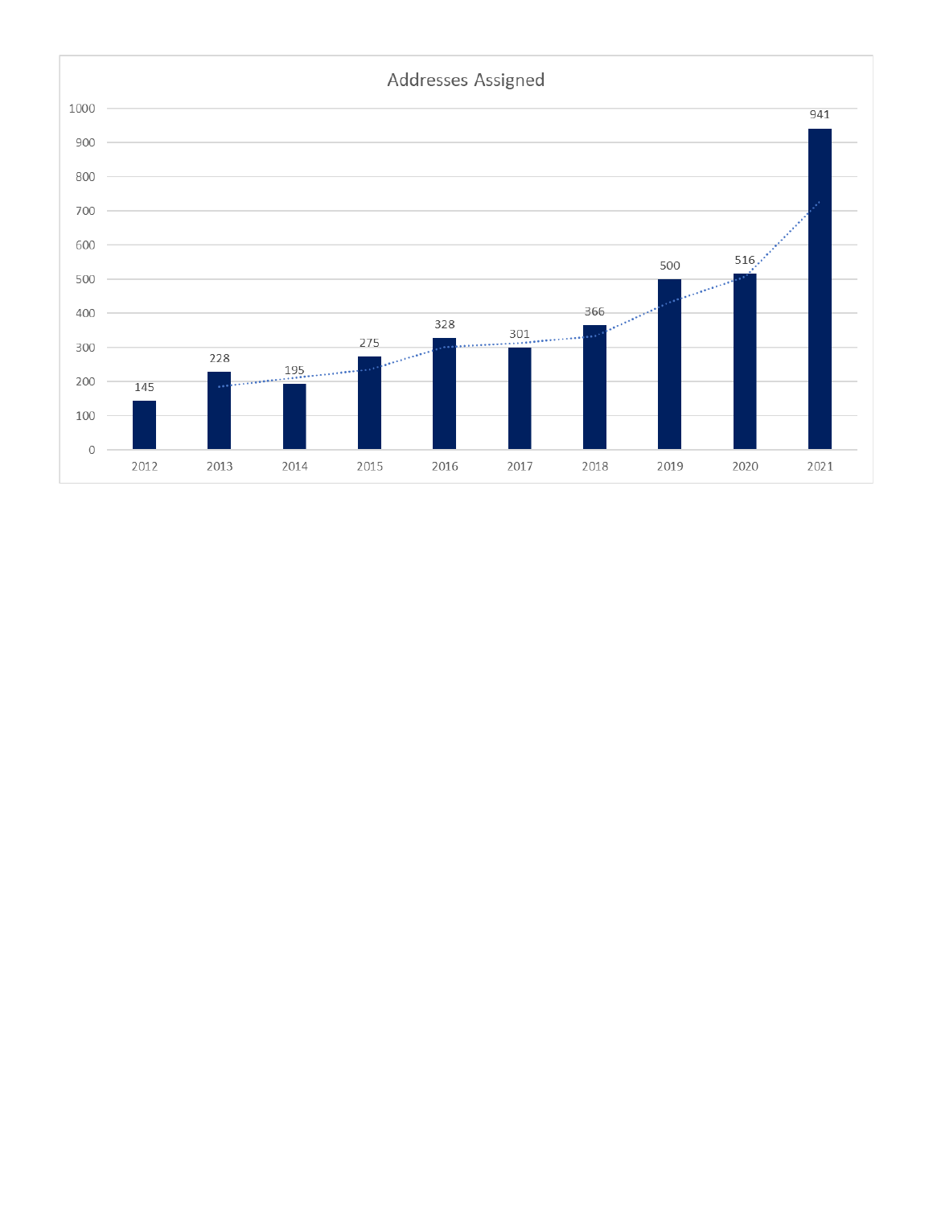Addresses Assigned

1000
900
800
700
600
500
400
300
200
100
0

145
228
195
275
328
301
366
500
516
941

2012
2013
2014
2015
2016
2017
2018
2019
2020
2021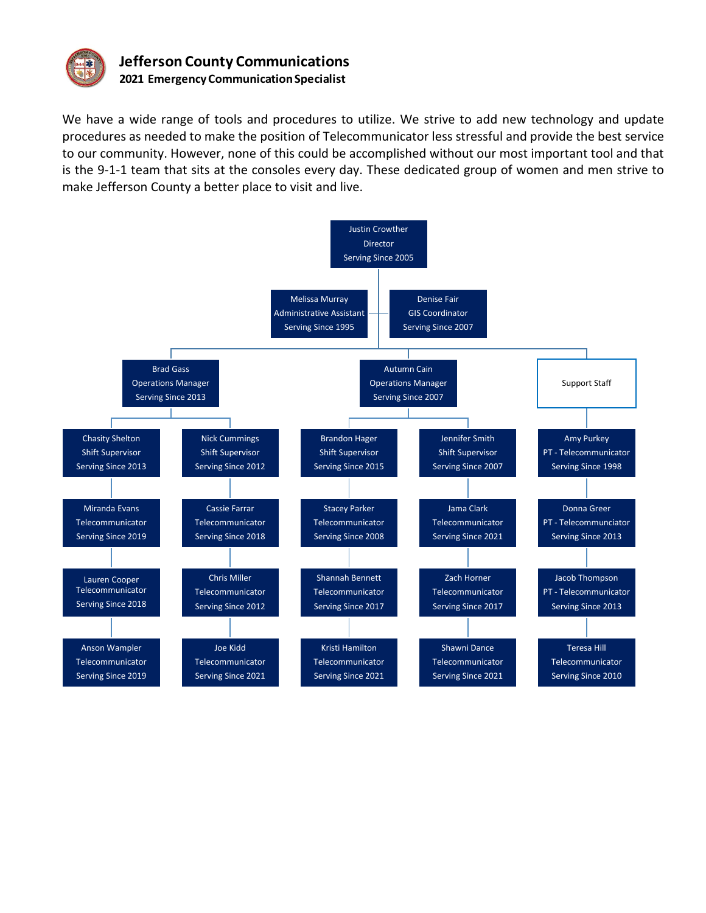# Jefferson County Communications

**2021 Emergency Communication Specialist**

We have a wide range of tools and procedures to utilize. We strive to add new technology and update procedures as needed to make the position of Telecommunicator less stressful and provide the best service to our community. However, none of this could be accomplished without our most important tool and that is the 9-1-1 team that sits at the consoles every day. These dedicated group of women and men strive to make Jefferson County a better place to visit and live.

Justin Crowther
Director
Serving Since 2005

Melissa Murray
Administrative Assistant
Serving Since 1995

Denise Fair
GIS Coordinator
Serving Since 2007

Brad Gass
Operations Manager
Serving Since 2013

Autumn Cain
Operations Manager
Serving Since 2007

Support Staff

Chasity Shelton
Shift Supervisor
Serving Since 2013

Miranda Evans
Telecommunicator
Serving Since 2019

Lauren Cooper
Telecommunicator
Serving Since 2018

Anson Wampler
Telecommunicator
Serving Since 2019

Nick Cummings
Shift Supervisor
Serving Since 2012

Cassie Farrar
Telecommunicator
Serving Since 2018

Chris Miller
Telecommunicator
Serving Since 2012

Joe Kidd
Telecommunicator
Serving Since 2021

Brandon Hager
Shift Supervisor
Serving Since 2015

Stacey Parker
Telecommunicator
Serving Since 2008

Shannah Bennett
Telecommunicator
Serving Since 2017

Kristi Hamilton
Telecommunicator
Serving Since 2021

Jennifer Smith
Shift Supervisor
Serving Since 2007

Jama Clark
Telecommunicator
Serving Since 2021

Zach Horner
Telecommunicator
Serving Since 2017

Shawni Dance
Telecommunicator
Serving Since 2021

Amy Purkey
PT - Telecommunicator
Serving Since 1998

Donna Greer
PT - Telecommunciator
Serving Since 2013

Jacob Thompson
PT - Telecommunicator
Serving Since 2013

Teresa Hill
Telecommunicator
Serving Since 2010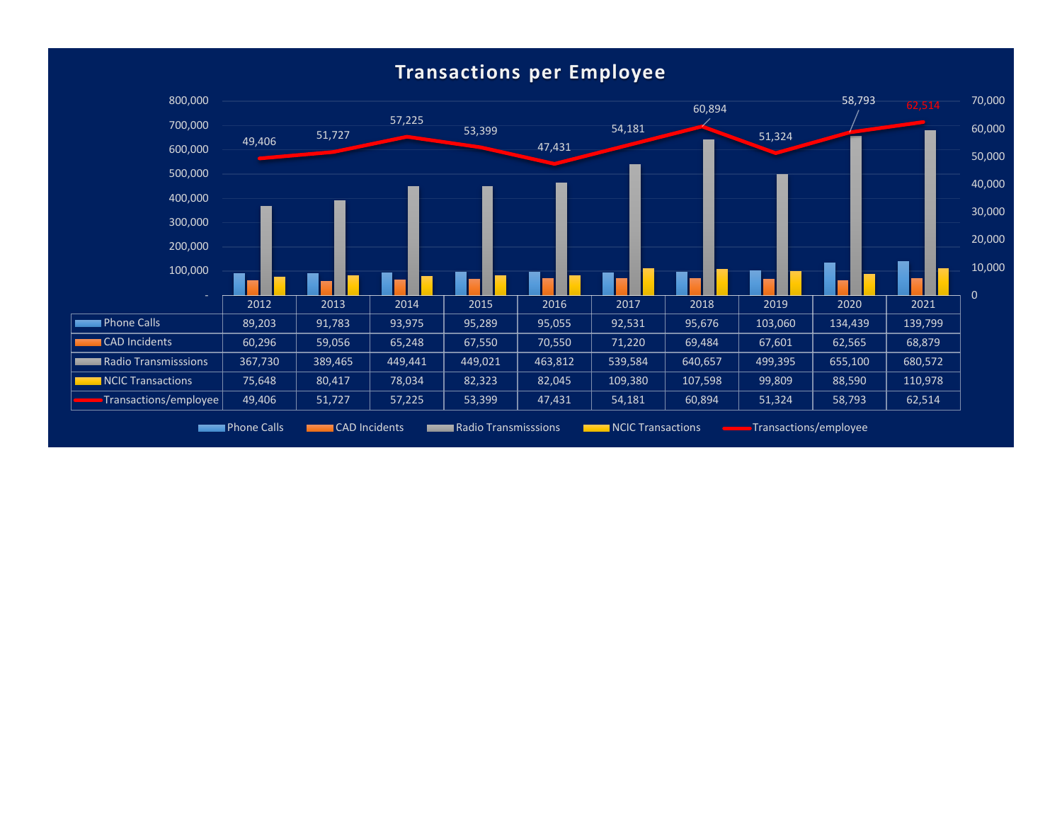# Transactions per Employee

800,000
700,000
600,000
500,000
400,000
300,000
200,000
100,000
-

70,000
60,000
50,000
40,000
30,000
20,000
10,000
0

49,406 51,727 57,225 53,399 47,431 54,181 60,894 51,324 58,793 62,514

| | 2012 | 2013 | 2014 | 2015 | 2016 | 2017 | 2018 | 2019 | 2020 | 2021 |
|---|---|---|---|---|---|---|---|---|---|---|
| Phone Calls | 89,203 | 91,783 | 93,975 | 95,289 | 95,055 | 92,531 | 95,676 | 103,060 | 134,439 | 139,799 |
| CAD Incidents | 60,296 | 59,056 | 65,248 | 67,550 | 70,550 | 71,220 | 69,484 | 67,601 | 62,565 | 68,879 |
| Radio Transmisssions | 367,730 | 389,465 | 449,441 | 449,021 | 463,812 | 539,584 | 640,657 | 499,395 | 655,100 | 680,572 |
| NCIC Transactions | 75,648 | 80,417 | 78,034 | 82,323 | 82,045 | 109,380 | 107,598 | 99,809 | 88,590 | 110,978 |
| Transactions/employee | 49,406 | 51,727 | 57,225 | 53,399 | 47,431 | 54,181 | 60,894 | 51,324 | 58,793 | 62,514 |

Phone Calls | CAD Incidents | Radio Transmisssions | NCIC Transactions | Transactions/employee